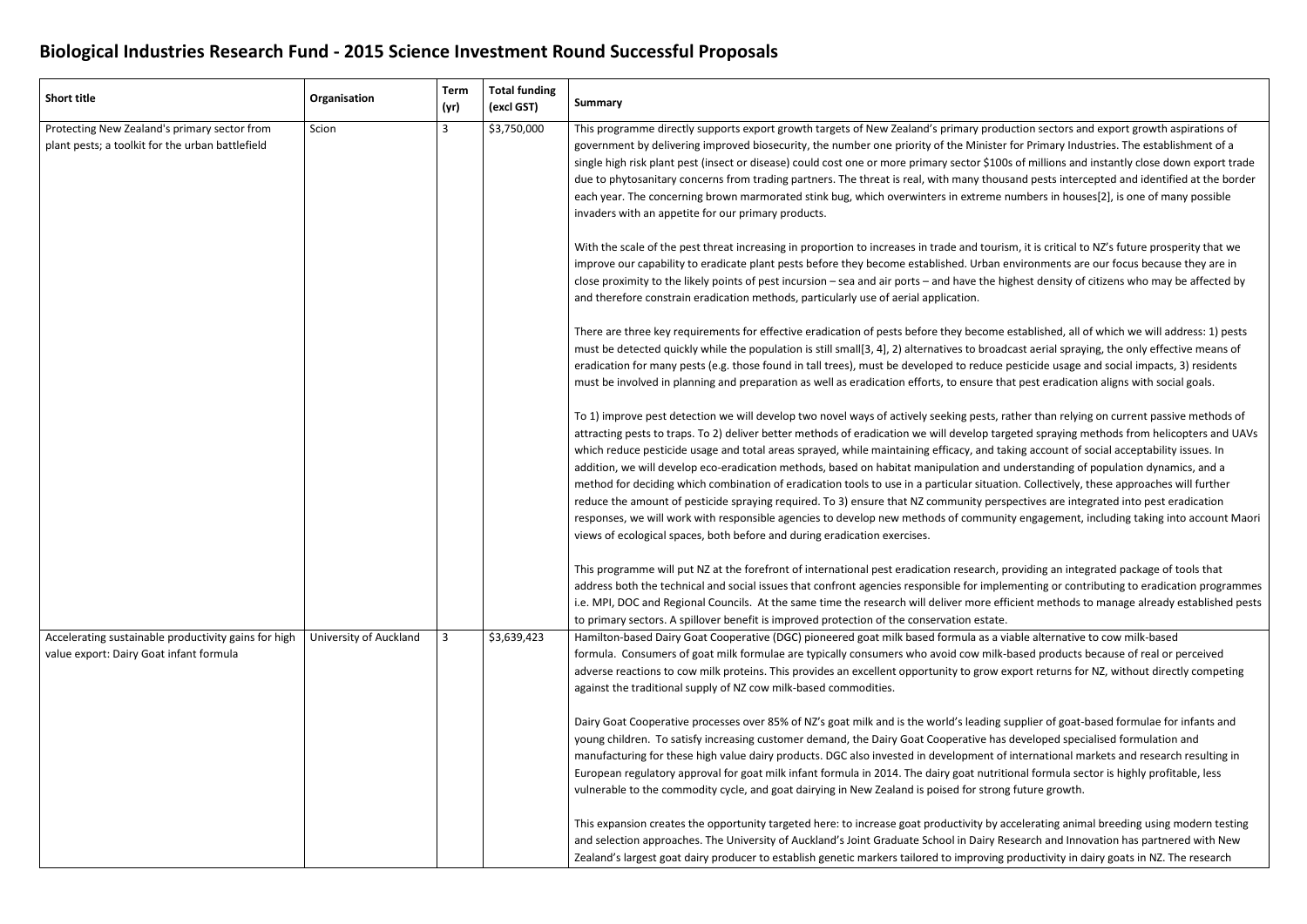# Biological Industries Research Fund - 2015 Science Investment Round Successful Proposals

| Short title | Organisation | Term (yr) | Total funding (excl GST) | Summary |
|---|---|---|---|---|
| Protecting New Zealand's primary sector from plant pests; a toolkit for the urban battlefield | Scion | 3 | $3,750,000 | This programme directly supports export growth targets of New Zealand's primary production sectors and export growth aspirations of government by delivering improved biosecurity, the number one priority of the Minister for Primary Industries. The establishment of a single high risk plant pest (insect or disease) could cost one or more primary sector $100s of millions and instantly close down export trade due to phytosanitary concerns from trading partners. The threat is real, with many thousand pests intercepted and identified at the border each year. The concerning brown marmorated stink bug, which overwinters in extreme numbers in houses[2], is one of many possible invaders with an appetite for our primary products.<br><br>With the scale of the pest threat increasing in proportion to increases in trade and tourism, it is critical to NZ's future prosperity that we improve our capability to eradicate plant pests before they become established. Urban environments are our focus because they are in close proximity to the likely points of pest incursion – sea and air ports – and have the highest density of citizens who may be affected by and therefore constrain eradication methods, particularly use of aerial application.<br><br>There are three key requirements for effective eradication of pests before they become established, all of which we will address: 1) pests must be detected quickly while the population is still small[3, 4], 2) alternatives to broadcast aerial spraying, the only effective means of eradication for many pests (e.g. those found in tall trees), must be developed to reduce pesticide usage and social impacts, 3) residents must be involved in planning and preparation as well as eradication efforts, to ensure that pest eradication aligns with social goals.<br><br>To 1) improve pest detection we will develop two novel ways of actively seeking pests, rather than relying on current passive methods of attracting pests to traps. To 2) deliver better methods of eradication we will develop targeted spraying methods from helicopters and UAVs which reduce pesticide usage and total areas sprayed, while maintaining efficacy, and taking account of social acceptability issues. In addition, we will develop eco-eradication methods, based on habitat manipulation and understanding of population dynamics, and a method for deciding which combination of eradication tools to use in a particular situation. Collectively, these approaches will further reduce the amount of pesticide spraying required. To 3) ensure that NZ community perspectives are integrated into pest eradication responses, we will work with responsible agencies to develop new methods of community engagement, including taking into account Maori views of ecological spaces, both before and during eradication exercises.<br><br>This programme will put NZ at the forefront of international pest eradication research, providing an integrated package of tools that address both the technical and social issues that confront agencies responsible for implementing or contributing to eradication programmes i.e. MPI, DOC and Regional Councils. At the same time the research will deliver more efficient methods to manage already established pests to primary sectors. A spillover benefit is improved protection of the conservation estate. |
| Accelerating sustainable productivity gains for high value export: Dairy Goat infant formula | University of Auckland | 3 | $3,639,423 | Hamilton-based Dairy Goat Cooperative (DGC) pioneered goat milk based formula as a viable alternative to cow milk-based formula. Consumers of goat milk formulae are typically consumers who avoid cow milk-based products because of real or perceived adverse reactions to cow milk proteins. This provides an excellent opportunity to grow export returns for NZ, without directly competing against the traditional supply of NZ cow milk-based commodities.<br><br>Dairy Goat Cooperative processes over 85% of NZ's goat milk and is the world's leading supplier of goat-based formulae for infants and young children. To satisfy increasing customer demand, the Dairy Goat Cooperative has developed specialised formulation and manufacturing for these high value dairy products. DGC also invested in development of international markets and research resulting in European regulatory approval for goat milk infant formula in 2014. The dairy goat nutritional formula sector is highly profitable, less vulnerable to the commodity cycle, and goat dairying in New Zealand is poised for strong future growth.<br><br>This expansion creates the opportunity targeted here: to increase goat productivity by accelerating animal breeding using modern testing and selection approaches. The University of Auckland's Joint Graduate School in Dairy Research and Innovation has partnered with New Zealand's largest goat dairy producer to establish genetic markers tailored to improving productivity in dairy goats in NZ. The research |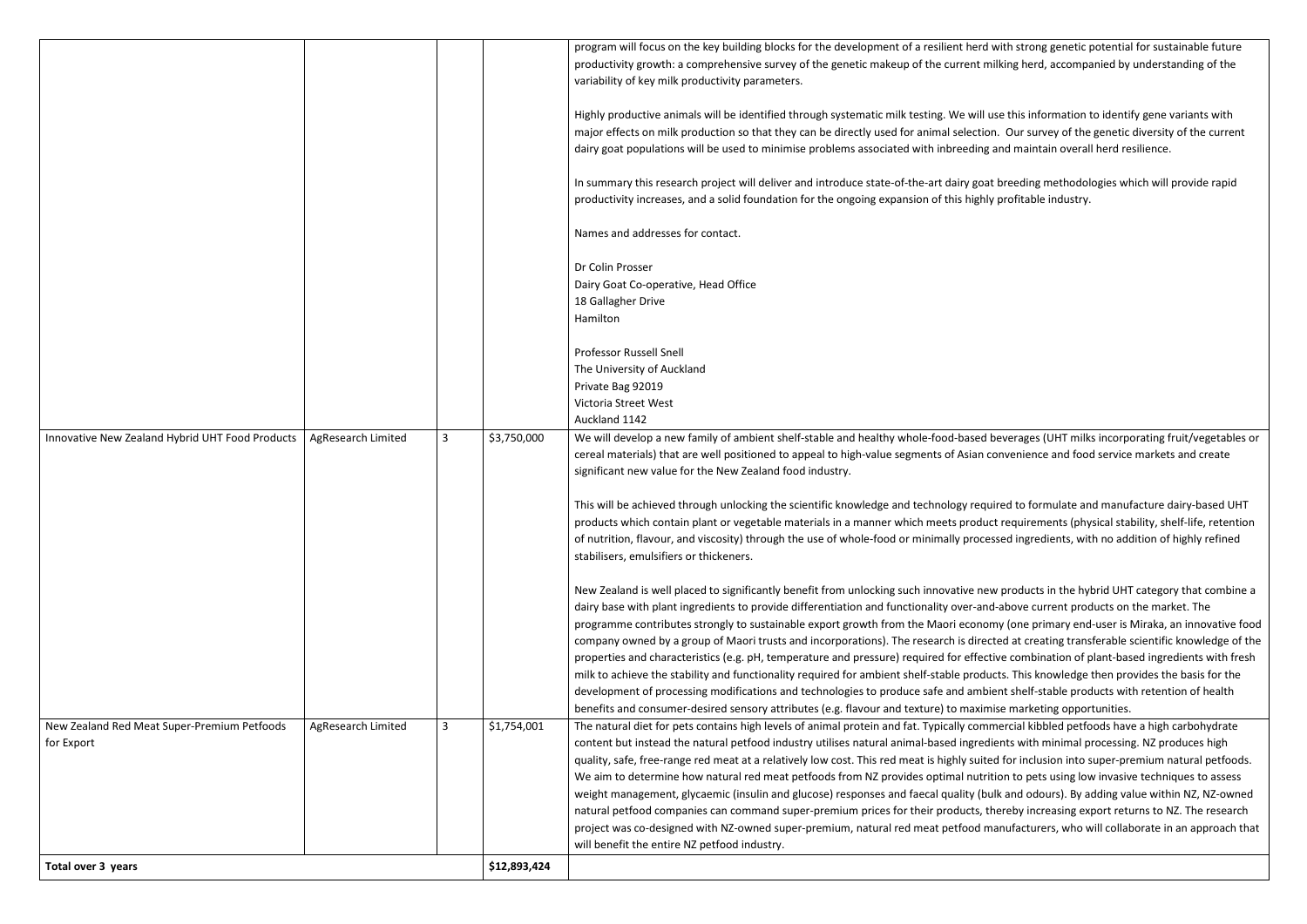| | | | | |
|---|---|---|---|---|
| | | | | program will focus on the key building blocks for the development of a resilient herd with strong genetic potential for sustainable future productivity growth: a comprehensive survey of the genetic makeup of the current milking herd, accompanied by understanding of the variability of key milk productivity parameters.<br><br>Highly productive animals will be identified through systematic milk testing. We will use this information to identify gene variants with major effects on milk production so that they can be directly used for animal selection. Our survey of the genetic diversity of the current dairy goat populations will be used to minimise problems associated with inbreeding and maintain overall herd resilience.<br><br>In summary this research project will deliver and introduce state-of-the-art dairy goat breeding methodologies which will provide rapid productivity increases, and a solid foundation for the ongoing expansion of this highly profitable industry.<br><br>Names and addresses for contact.<br><br>Dr Colin Prosser<br>Dairy Goat Co-operative, Head Office<br>18 Gallagher Drive<br>Hamilton<br><br>Professor Russell Snell<br>The University of Auckland<br>Private Bag 92019<br>Victoria Street West<br>Auckland 1142 |
| Innovative New Zealand Hybrid UHT Food Products | AgResearch Limited | 3 | \$3,750,000 | We will develop a new family of ambient shelf-stable and healthy whole-food-based beverages (UHT milks incorporating fruit/vegetables or cereal materials) that are well positioned to appeal to high-value segments of Asian convenience and food service markets and create significant new value for the New Zealand food industry.<br><br>This will be achieved through unlocking the scientific knowledge and technology required to formulate and manufacture dairy-based UHT products which contain plant or vegetable materials in a manner which meets product requirements (physical stability, shelf-life, retention of nutrition, flavour, and viscosity) through the use of whole-food or minimally processed ingredients, with no addition of highly refined stabilisers, emulsifiers or thickeners.<br><br>New Zealand is well placed to significantly benefit from unlocking such innovative new products in the hybrid UHT category that combine a dairy base with plant ingredients to provide differentiation and functionality over-and-above current products on the market. The programme contributes strongly to sustainable export growth from the Maori economy (one primary end-user is Miraka, an innovative food company owned by a group of Maori trusts and incorporations). The research is directed at creating transferable scientific knowledge of the properties and characteristics (e.g. pH, temperature and pressure) required for effective combination of plant-based ingredients with fresh milk to achieve the stability and functionality required for ambient shelf-stable products. This knowledge then provides the basis for the development of processing modifications and technologies to produce safe and ambient shelf-stable products with retention of health benefits and consumer-desired sensory attributes (e.g. flavour and texture) to maximise marketing opportunities. |
| New Zealand Red Meat Super-Premium Petfoods for Export | AgResearch Limited | 3 | \$1,754,001 | The natural diet for pets contains high levels of animal protein and fat. Typically commercial kibbled petfoods have a high carbohydrate content but instead the natural petfood industry utilises natural animal-based ingredients with minimal processing. NZ produces high quality, safe, free-range red meat at a relatively low cost. This red meat is highly suited for inclusion into super-premium natural petfoods. We aim to determine how natural red meat petfoods from NZ provides optimal nutrition to pets using low invasive techniques to assess weight management, glycaemic (insulin and glucose) responses and faecal quality (bulk and odours). By adding value within NZ, NZ-owned natural petfood companies can command super-premium prices for their products, thereby increasing export returns to NZ. The research project was co-designed with NZ-owned super-premium, natural red meat petfood manufacturers, who will collaborate in an approach that will benefit the entire NZ petfood industry. |
| **Total over 3 years** | | | **\$12,893,424** | |